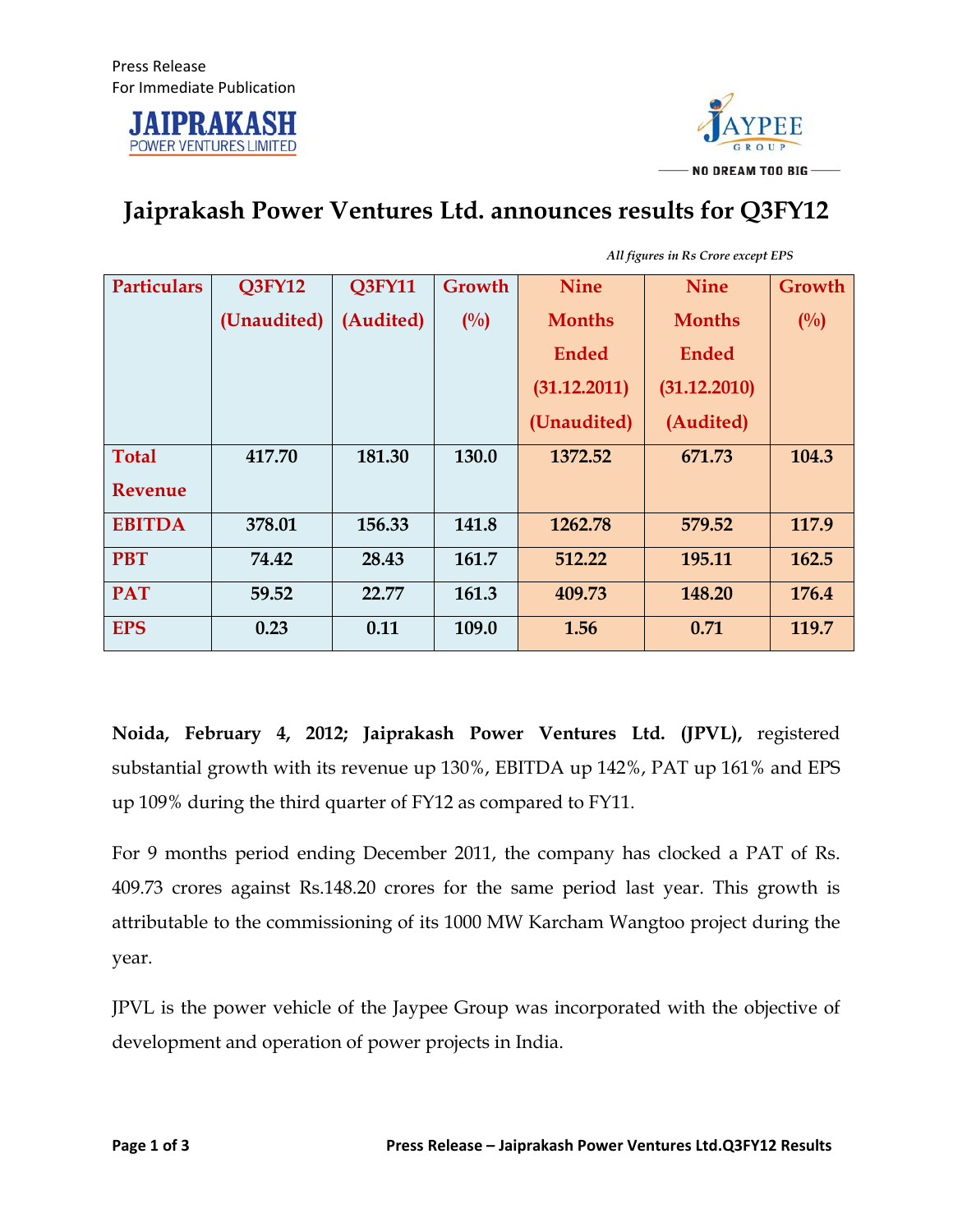Press Release
For Immediate Publication

JAIPRAKASH POWER VENTURES LIMITED

JAYPEE GROUP — NO DREAM TOO BIG

# Jaiprakash Power Ventures Ltd. announces results for Q3FY12

*All figures in Rs Crore except EPS*

| Particulars | Q3FY12 (Unaudited) | Q3FY11 (Audited) | Growth (%) | Nine Months Ended (31.12.2011) (Unaudited) | Nine Months Ended (31.12.2010) (Audited) | Growth (%) |
|---|---|---|---|---|---|---|
| Total Revenue | 417.70 | 181.30 | 130.0 | 1372.52 | 671.73 | 104.3 |
| EBITDA | 378.01 | 156.33 | 141.8 | 1262.78 | 579.52 | 117.9 |
| PBT | 74.42 | 28.43 | 161.7 | 512.22 | 195.11 | 162.5 |
| PAT | 59.52 | 22.77 | 161.3 | 409.73 | 148.20 | 176.4 |
| EPS | 0.23 | 0.11 | 109.0 | 1.56 | 0.71 | 119.7 |

**Noida, February 4, 2012; Jaiprakash Power Ventures Ltd. (JPVL),** registered substantial growth with its revenue up 130%, EBITDA up 142%, PAT up 161% and EPS up 109% during the third quarter of FY12 as compared to FY11.

For 9 months period ending December 2011, the company has clocked a PAT of Rs. 409.73 crores against Rs.148.20 crores for the same period last year. This growth is attributable to the commissioning of its 1000 MW Karcham Wangtoo project during the year.

JPVL is the power vehicle of the Jaypee Group was incorporated with the objective of development and operation of power projects in India.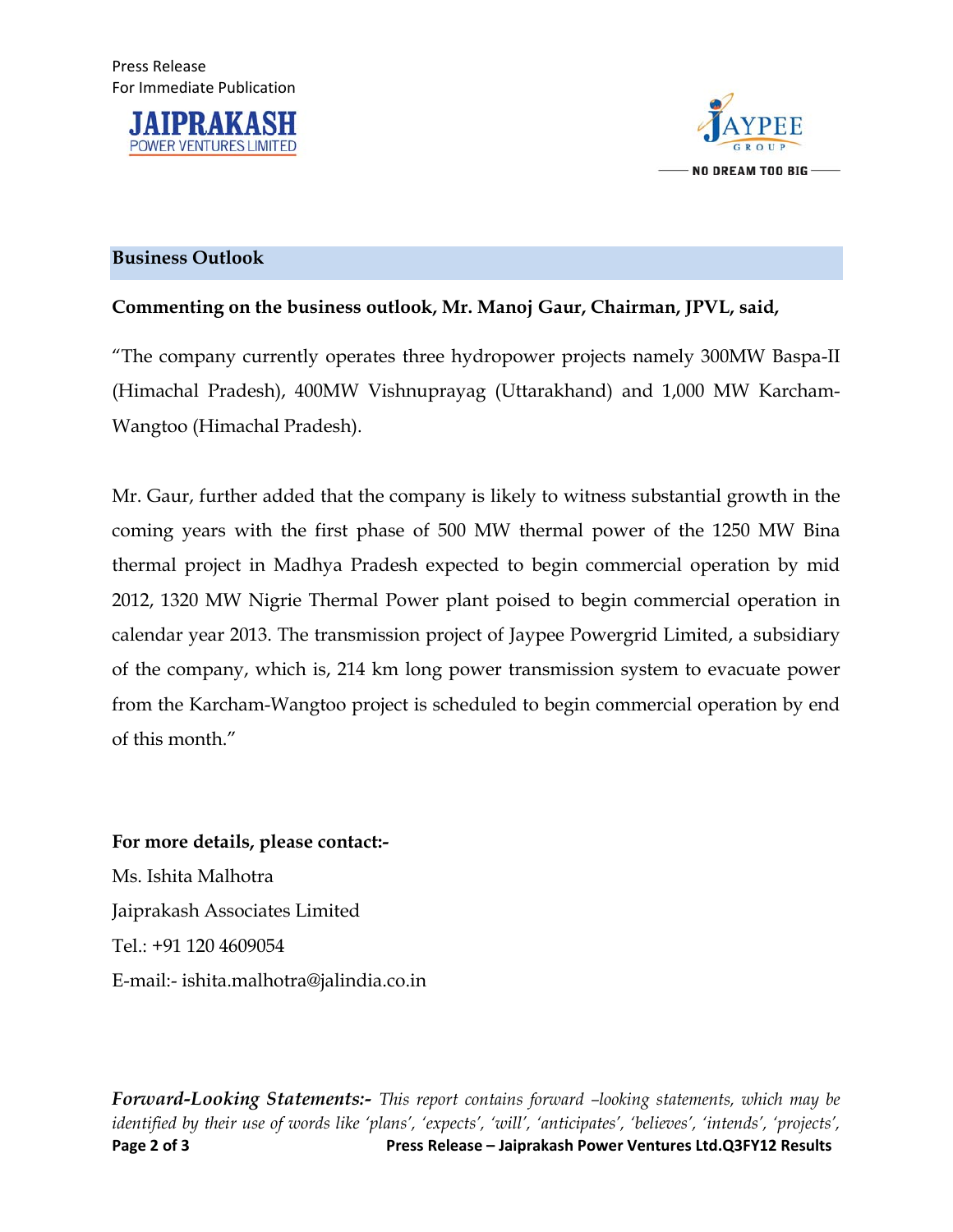## Business Outlook

**Commenting on the business outlook, Mr. Manoj Gaur, Chairman, JPVL, said,**

"The company currently operates three hydropower projects namely 300MW Baspa-II (Himachal Pradesh), 400MW Vishnuprayag (Uttarakhand) and 1,000 MW Karcham-Wangtoo (Himachal Pradesh).

Mr. Gaur, further added that the company is likely to witness substantial growth in the coming years with the first phase of 500 MW thermal power of the 1250 MW Bina thermal project in Madhya Pradesh expected to begin commercial operation by mid 2012, 1320 MW Nigrie Thermal Power plant poised to begin commercial operation in calendar year 2013. The transmission project of Jaypee Powergrid Limited, a subsidiary of the company, which is, 214 km long power transmission system to evacuate power from the Karcham-Wangtoo project is scheduled to begin commercial operation by end of this month."

**For more details, please contact:-**

Ms. Ishita Malhotra

Jaiprakash Associates Limited

Tel.: +91 120 4609054

E-mail:- ishita.malhotra@jalindia.co.in

***Forward-Looking Statements:-*** *This report contains forward –looking statements, which may be identified by their use of words like 'plans', 'expects', 'will', 'anticipates', 'believes', 'intends', 'projects',*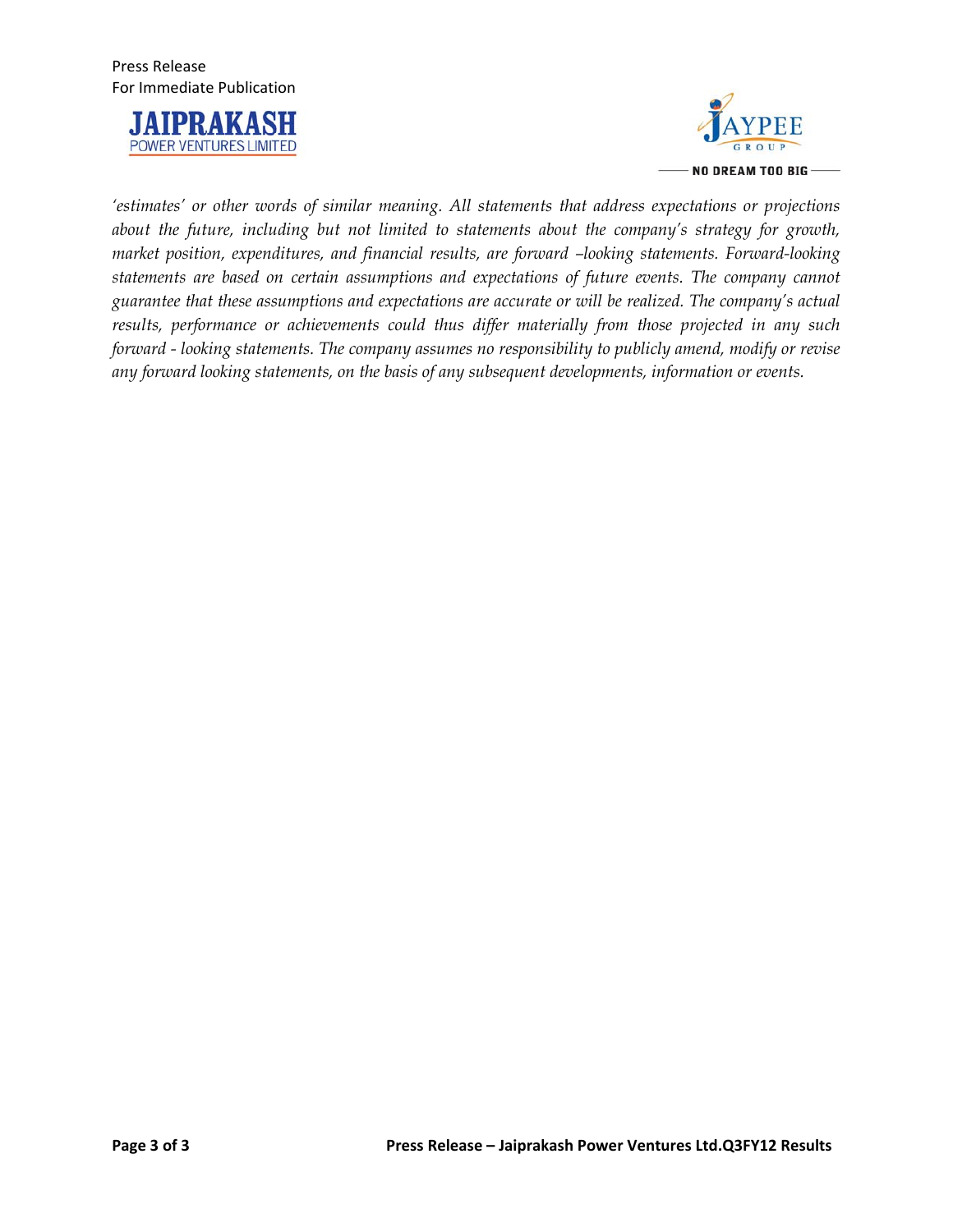*'estimates' or other words of similar meaning. All statements that address expectations or projections about the future, including but not limited to statements about the company's strategy for growth, market position, expenditures, and financial results, are forward –looking statements. Forward-looking statements are based on certain assumptions and expectations of future events. The company cannot guarantee that these assumptions and expectations are accurate or will be realized. The company's actual results, performance or achievements could thus differ materially from those projected in any such forward - looking statements. The company assumes no responsibility to publicly amend, modify or revise any forward looking statements, on the basis of any subsequent developments, information or events.*